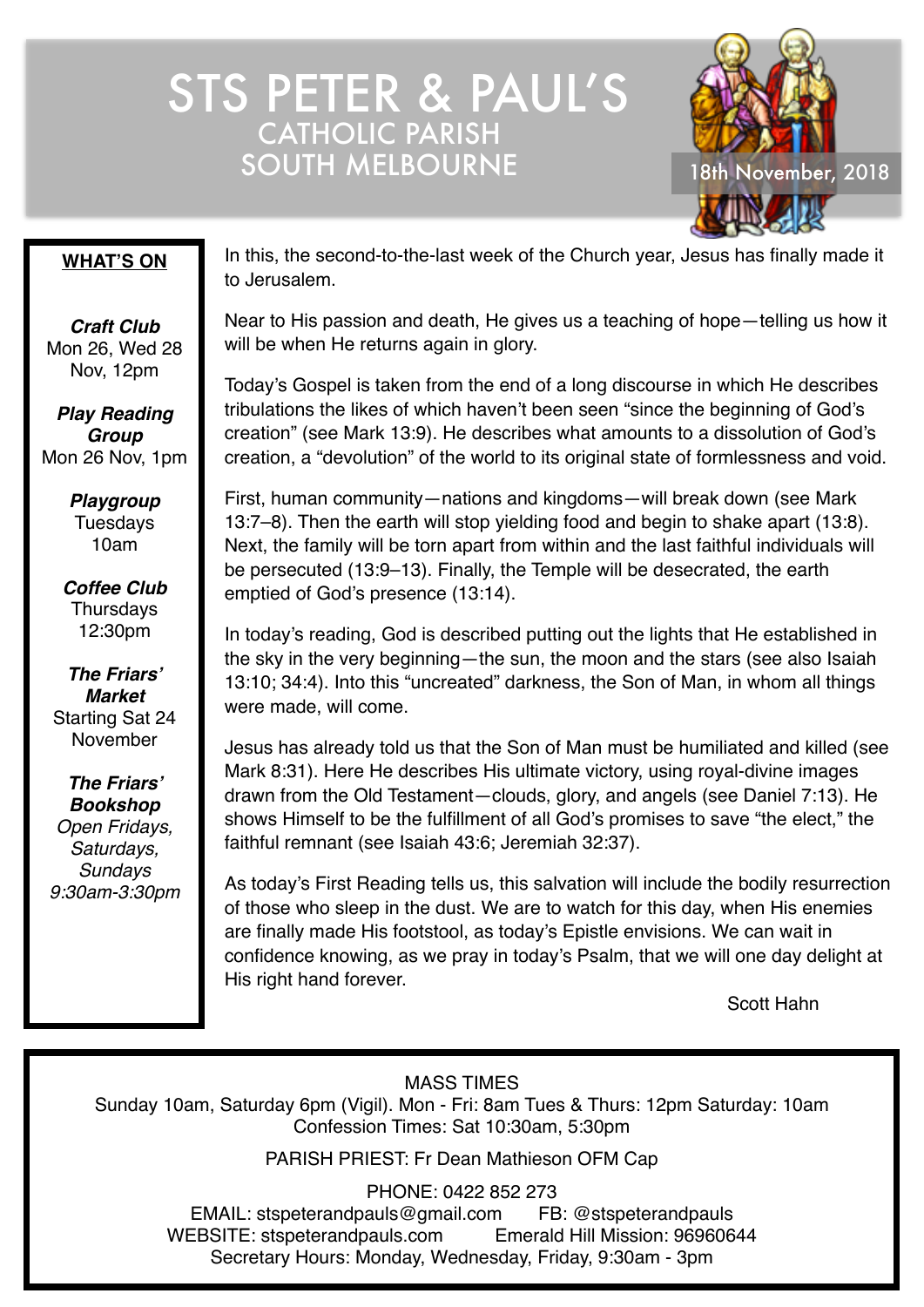# STS PETER & PAUL'S
## CATHOLIC PARISH
## SOUTH MELBOURNE

18th November, 2018

### WHAT'S ON

***Craft Club***
Mon 26, Wed 28 Nov, 12pm

***Play Reading Group***
Mon 26 Nov, 1pm

***Playgroup***
Tuesdays 10am

***Coffee Club***
Thursdays 12:30pm

***The Friars' Market***
Starting Sat 24 November

***The Friars' Bookshop***
*Open Fridays, Saturdays, Sundays 9:30am-3:30pm*

In this, the second-to-the-last week of the Church year, Jesus has finally made it to Jerusalem.

Near to His passion and death, He gives us a teaching of hope—telling us how it will be when He returns again in glory.

Today's Gospel is taken from the end of a long discourse in which He describes tribulations the likes of which haven't been seen "since the beginning of God's creation" (see Mark 13:9). He describes what amounts to a dissolution of God's creation, a "devolution" of the world to its original state of formlessness and void.

First, human community—nations and kingdoms—will break down (see Mark 13:7–8). Then the earth will stop yielding food and begin to shake apart (13:8). Next, the family will be torn apart from within and the last faithful individuals will be persecuted (13:9–13). Finally, the Temple will be desecrated, the earth emptied of God's presence (13:14).

In today's reading, God is described putting out the lights that He established in the sky in the very beginning—the sun, the moon and the stars (see also Isaiah 13:10; 34:4). Into this "uncreated" darkness, the Son of Man, in whom all things were made, will come.

Jesus has already told us that the Son of Man must be humiliated and killed (see Mark 8:31). Here He describes His ultimate victory, using royal-divine images drawn from the Old Testament—clouds, glory, and angels (see Daniel 7:13). He shows Himself to be the fulfillment of all God's promises to save "the elect," the faithful remnant (see Isaiah 43:6; Jeremiah 32:37).

As today's First Reading tells us, this salvation will include the bodily resurrection of those who sleep in the dust. We are to watch for this day, when His enemies are finally made His footstool, as today's Epistle envisions. We can wait in confidence knowing, as we pray in today's Psalm, that we will one day delight at His right hand forever.

Scott Hahn

MASS TIMES
Sunday 10am, Saturday 6pm (Vigil). Mon - Fri: 8am Tues & Thurs: 12pm Saturday: 10am
Confession Times: Sat 10:30am, 5:30pm

PARISH PRIEST: Fr Dean Mathieson OFM Cap

PHONE: 0422 852 273
EMAIL: stspeterandpauls@gmail.com FB: @stspeterandpauls
WEBSITE: stspeterandpauls.com Emerald Hill Mission: 96960644
Secretary Hours: Monday, Wednesday, Friday, 9:30am - 3pm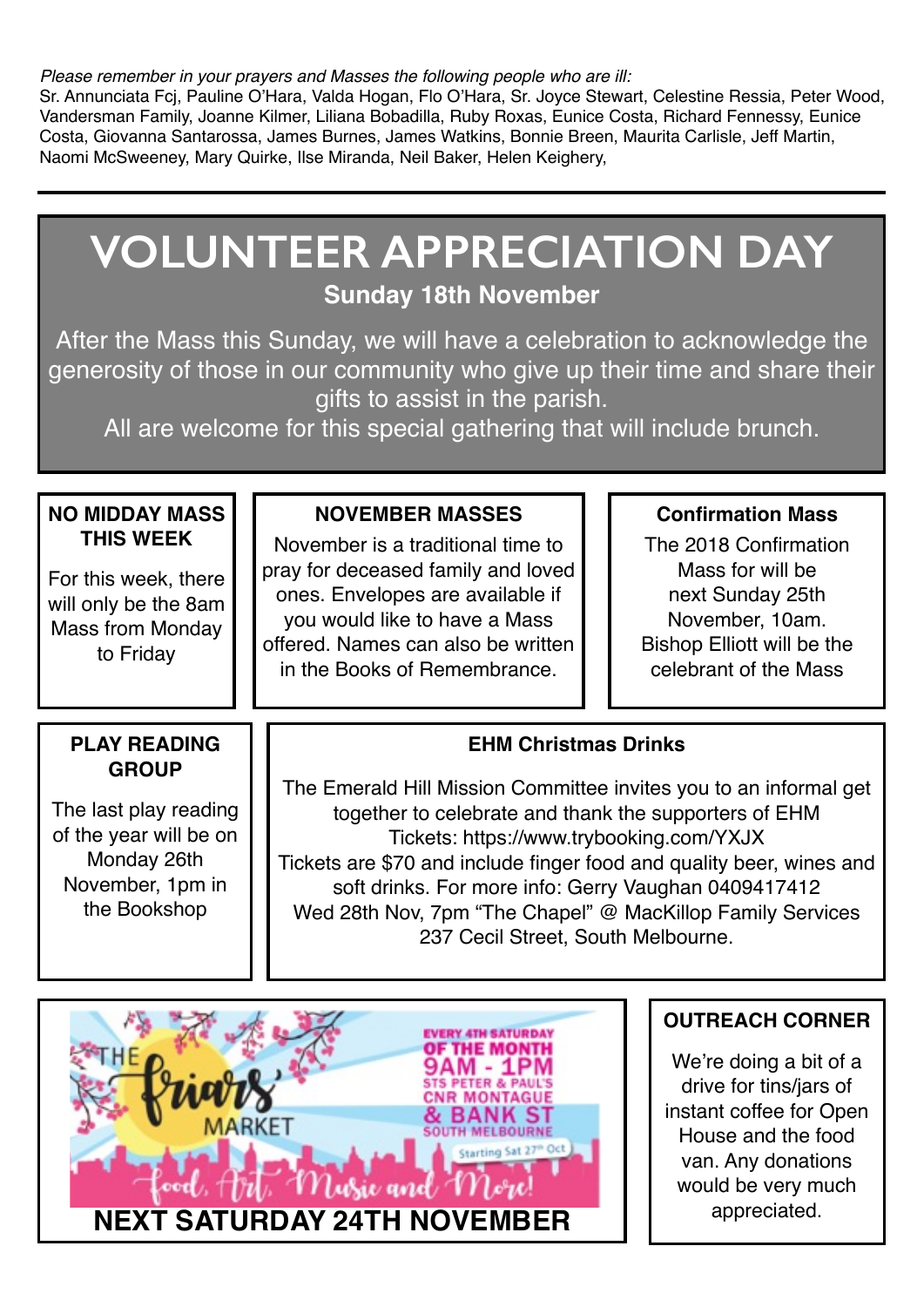*Please remember in your prayers and Masses the following people who are ill:*
Sr. Annunciata Fcj, Pauline O'Hara, Valda Hogan, Flo O'Hara, Sr. Joyce Stewart, Celestine Ressia, Peter Wood, Vandersman Family, Joanne Kilmer, Liliana Bobadilla, Ruby Roxas, Eunice Costa, Richard Fennessy, Eunice Costa, Giovanna Santarossa, James Burnes, James Watkins, Bonnie Breen, Maurita Carlisle, Jeff Martin, Naomi McSweeney, Mary Quirke, Ilse Miranda, Neil Baker, Helen Keighery,

---

# VOLUNTEER APPRECIATION DAY

**Sunday 18th November**

After the Mass this Sunday, we will have a celebration to acknowledge the generosity of those in our community who give up their time and share their gifts to assist in the parish.

All are welcome for this special gathering that will include brunch.

### NO MIDDAY MASS THIS WEEK

For this week, there will only be the 8am Mass from Monday to Friday

### NOVEMBER MASSES

November is a traditional time to pray for deceased family and loved ones. Envelopes are available if you would like to have a Mass offered. Names can also be written in the Books of Remembrance.

### Confirmation Mass

The 2018 Confirmation Mass for will be next Sunday 25th November, 10am. Bishop Elliott will be the celebrant of the Mass

### PLAY READING GROUP

The last play reading of the year will be on Monday 26th November, 1pm in the Bookshop

### EHM Christmas Drinks

The Emerald Hill Mission Committee invites you to an informal get together to celebrate and thank the supporters of EHM
Tickets: https://www.trybooking.com/YXJX
Tickets are $70 and include finger food and quality beer, wines and soft drinks. For more info: Gerry Vaughan 0409417412
Wed 28th Nov, 7pm "The Chapel" @ MacKillop Family Services 237 Cecil Street, South Melbourne.

### THE Friars' MARKET

EVERY 4TH SATURDAY OF THE MONTH
9AM - 1PM
STS PETER & PAUL'S
CNR MONTAGUE & BANK ST
SOUTH MELBOURNE
Starting Sat 27th Oct

Food, Art, Music and More!

**NEXT SATURDAY 24TH NOVEMBER**

### OUTREACH CORNER

We're doing a bit of a drive for tins/jars of instant coffee for Open House and the food van. Any donations would be very much appreciated.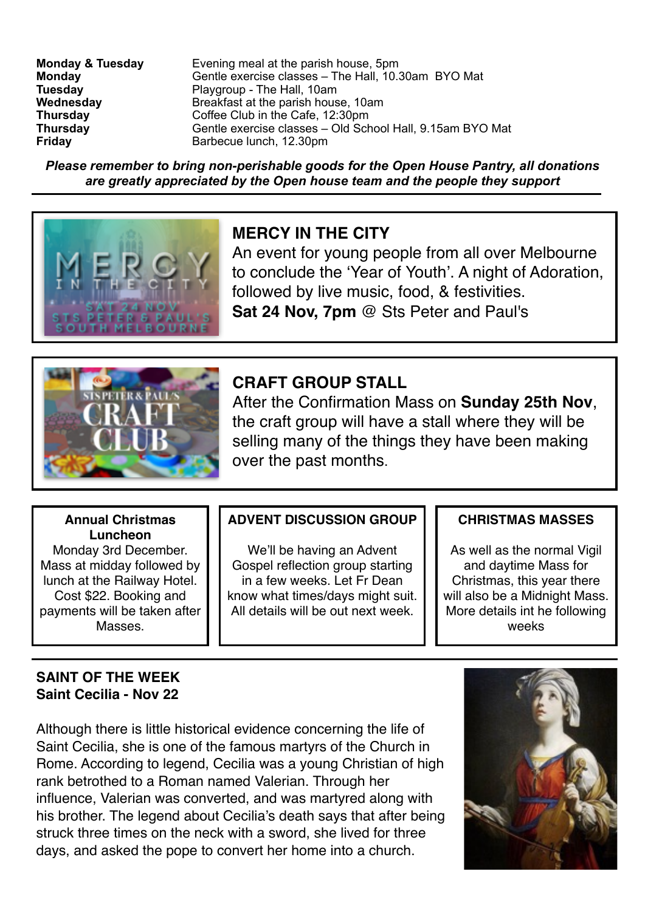| | |
|---|---|
| **Monday & Tuesday** | Evening meal at the parish house, 5pm |
| **Monday** | Gentle exercise classes – The Hall, 10.30am BYO Mat |
| **Tuesday** | Playgroup - The Hall, 10am |
| **Wednesday** | Breakfast at the parish house, 10am |
| **Thursday** | Coffee Club in the Cafe, 12:30pm |
| **Thursday** | Gentle exercise classes – Old School Hall, 9.15am BYO Mat |
| **Friday** | Barbecue lunch, 12.30pm |

***Please remember to bring non-perishable goods for the Open House Pantry, all donations are greatly appreciated by the Open house team and the people they support***

## MERCY IN THE CITY

An event for young people from all over Melbourne to conclude the 'Year of Youth'. A night of Adoration, followed by live music, food, & festivities.

**Sat 24 Nov, 7pm** @ Sts Peter and Paul's

## CRAFT GROUP STALL

After the Confirmation Mass on **Sunday 25th Nov**, the craft group will have a stall where they will be selling many of the things they have been making over the past months.

### Annual Christmas Luncheon

Monday 3rd December. Mass at midday followed by lunch at the Railway Hotel. Cost $22. Booking and payments will be taken after Masses.

### ADVENT DISCUSSION GROUP

We'll be having an Advent Gospel reflection group starting in a few weeks. Let Fr Dean know what times/days might suit. All details will be out next week.

### CHRISTMAS MASSES

As well as the normal Vigil and daytime Mass for Christmas, this year there will also be a Midnight Mass. More details int he following weeks

## SAINT OF THE WEEK
**Saint Cecilia - Nov 22**

Although there is little historical evidence concerning the life of Saint Cecilia, she is one of the famous martyrs of the Church in Rome. According to legend, Cecilia was a young Christian of high rank betrothed to a Roman named Valerian. Through her influence, Valerian was converted, and was martyred along with his brother. The legend about Cecilia's death says that after being struck three times on the neck with a sword, she lived for three days, and asked the pope to convert her home into a church.